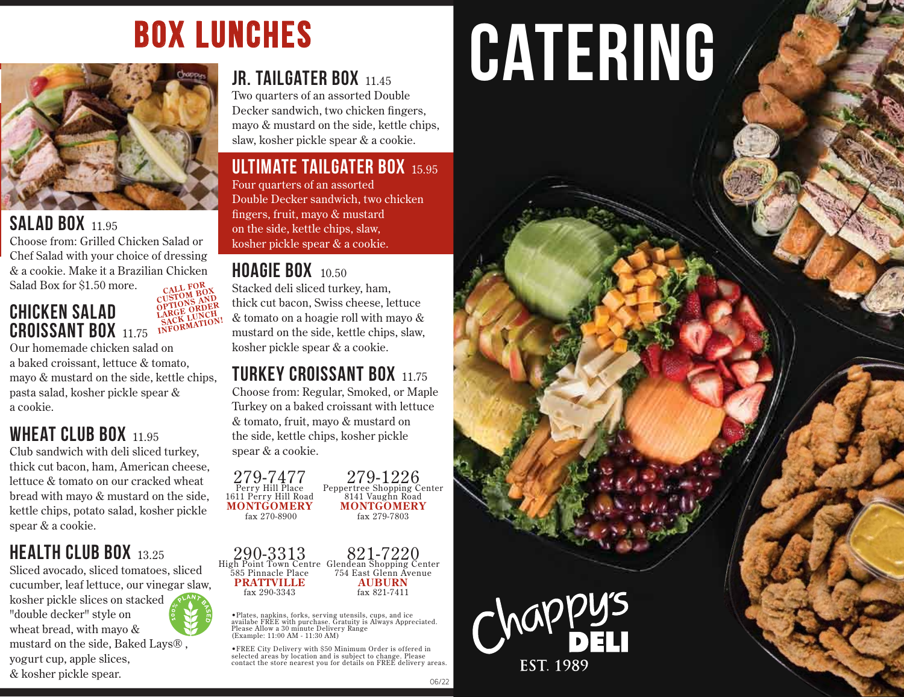# BOX LUNCHES

## SALAD BOX 11.95

Choose from: Grilled Chicken Salad or Chef Salad with your choice of dressing & a cookie. Make it a Brazilian Chicken Salad Box for $1.50 more.

**CALL FOR CUSTOM BOX OPTIONS AND LARGE ORDER SACK LUNCH INFORMATION!**

## CHICKEN SALAD CROISSANT BOX 11.75

Our homemade chicken salad on a baked croissant, lettuce & tomato, mayo & mustard on the side, kettle chips, pasta salad, kosher pickle spear & a cookie.

## WHEAT CLUB BOX 11.95

Club sandwich with deli sliced turkey, thick cut bacon, ham, American cheese, lettuce & tomato on our cracked wheat bread with mayo & mustard on the side, kettle chips, potato salad, kosher pickle spear & a cookie.

## HEALTH CLUB BOX 13.25

Sliced avocado, sliced tomatoes, sliced cucumber, leaf lettuce, our vinegar slaw, kosher pickle slices on stacked "double decker" style on wheat bread, with mayo & mustard on the side, Baked Lays®, yogurt cup, apple slices, & kosher pickle spear.

100% PLANT BASED

## JR. TAILGATER BOX 11.45

Two quarters of an assorted Double Decker sandwich, two chicken fingers, mayo & mustard on the side, kettle chips, slaw, kosher pickle spear & a cookie.

## ULTIMATE TAILGATER BOX 15.95

Four quarters of an assorted Double Decker sandwich, two chicken fingers, fruit, mayo & mustard on the side, kettle chips, slaw, kosher pickle spear & a cookie.

## HOAGIE BOX 10.50

Stacked deli sliced turkey, ham, thick cut bacon, Swiss cheese, lettuce & tomato on a hoagie roll with mayo & mustard on the side, kettle chips, slaw, kosher pickle spear & a cookie.

## TURKEY CROISSANT BOX 11.75

Choose from: Regular, Smoked, or Maple Turkey on a baked croissant with lettuce & tomato, fruit, mayo & mustard on the side, kettle chips, kosher pickle spear & a cookie.

**279-7477**
Perry Hill Place
1611 Perry Hill Road
**MONTGOMERY**
fax 270-8900

**279-1226**
Peppertree Shopping Center
8141 Vaughn Road
**MONTGOMERY**
fax 279-7803

**290-3313**
High Point Town Centre
585 Pinnacle Place
**PRATTVILLE**
fax 290-3343

**821-7220**
Glendean Shopping Center
754 East Glenn Avenue
**AUBURN**
fax 821-7411

•Plates, napkins, forks, serving utensils, cups, and ice availabe FREE with purchase. Gratuity is Always Appreciated. Please Allow a 30 minute Delivery Range (Example: 11:00 AM - 11:30 AM)

•FREE City Delivery with $50 Minimum Order is offered in selected areas by location and is subject to change. Please contact the store nearest you for details on FREE delivery areas.

06/22

# CATERING

Chappy's DELI
EST. 1989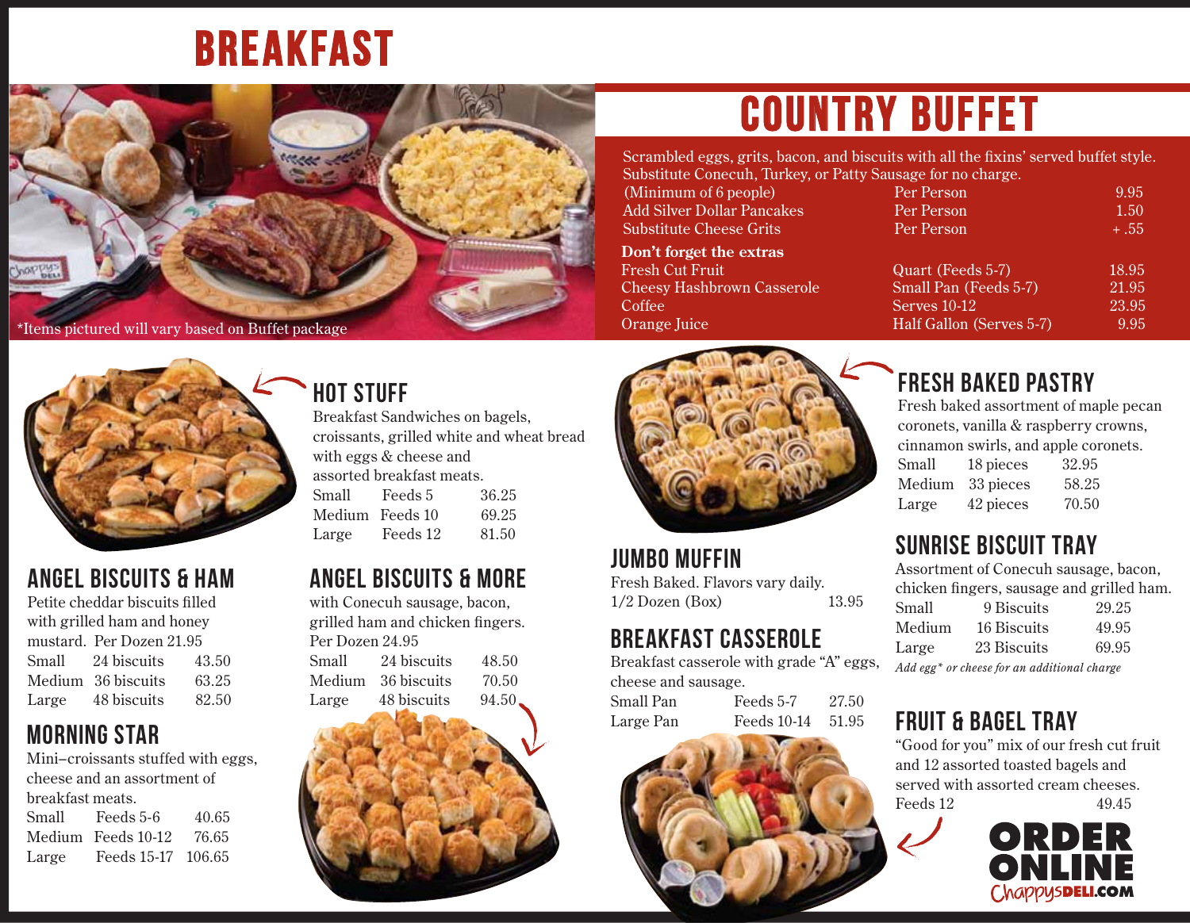# BREAKFAST

*Items pictured will vary based on Buffet package

## COUNTRY BUFFET

Scrambled eggs, grits, bacon, and biscuits with all the fixins' served buffet style. Substitute Conecuh, Turkey, or Patty Sausage for no charge.

| | | |
|---|---|---|
| (Minimum of 6 people) | Per Person | 9.95 |
| Add Silver Dollar Pancakes | Per Person | 1.50 |
| Substitute Cheese Grits | Per Person | + .55 |

**Don't forget the extras**

| | | |
|---|---|---|
| Fresh Cut Fruit | Quart (Feeds 5-7) | 18.95 |
| Cheesy Hashbrown Casserole | Small Pan (Feeds 5-7) | 21.95 |
| Coffee | Serves 10-12 | 23.95 |
| Orange Juice | Half Gallon (Serves 5-7) | 9.95 |

## HOT STUFF

Breakfast Sandwiches on bagels, croissants, grilled white and wheat bread with eggs & cheese and assorted breakfast meats.

| | | |
|---|---|---|
| Small | Feeds 5 | 36.25 |
| Medium | Feeds 10 | 69.25 |
| Large | Feeds 12 | 81.50 |

## ANGEL BISCUITS & HAM

Petite cheddar biscuits filled with grilled ham and honey mustard. Per Dozen 21.95

| | | |
|---|---|---|
| Small | 24 biscuits | 43.50 |
| Medium | 36 biscuits | 63.25 |
| Large | 48 biscuits | 82.50 |

## MORNING STAR

Mini–croissants stuffed with eggs, cheese and an assortment of breakfast meats.

| | | |
|---|---|---|
| Small | Feeds 5-6 | 40.65 |
| Medium | Feeds 10-12 | 76.65 |
| Large | Feeds 15-17 | 106.65 |

## ANGEL BISCUITS & MORE

with Conecuh sausage, bacon, grilled ham and chicken fingers. Per Dozen 24.95

| | | |
|---|---|---|
| Small | 24 biscuits | 48.50 |
| Medium | 36 biscuits | 70.50 |
| Large | 48 biscuits | 94.50 |

## JUMBO MUFFIN

Fresh Baked. Flavors vary daily.

1/2 Dozen (Box) 13.95

## BREAKFAST CASSEROLE

Breakfast casserole with grade "A" eggs, cheese and sausage.

| | | |
|---|---|---|
| Small Pan | Feeds 5-7 | 27.50 |
| Large Pan | Feeds 10-14 | 51.95 |

## FRESH BAKED PASTRY

Fresh baked assortment of maple pecan coronets, vanilla & raspberry crowns, cinnamon swirls, and apple coronets.

| | | |
|---|---|---|
| Small | 18 pieces | 32.95 |
| Medium | 33 pieces | 58.25 |
| Large | 42 pieces | 70.50 |

## SUNRISE BISCUIT TRAY

Assortment of Conecuh sausage, bacon, chicken fingers, sausage and grilled ham.

| | | |
|---|---|---|
| Small | 9 Biscuits | 29.25 |
| Medium | 16 Biscuits | 49.95 |
| Large | 23 Biscuits | 69.95 |

*Add egg* or cheese for an additional charge*

## FRUIT & BAGEL TRAY

"Good for you" mix of our fresh cut fruit and 12 assorted toasted bagels and served with assorted cream cheeses.

Feeds 12 49.45

**ORDER ONLINE**
ChappysDELI.COM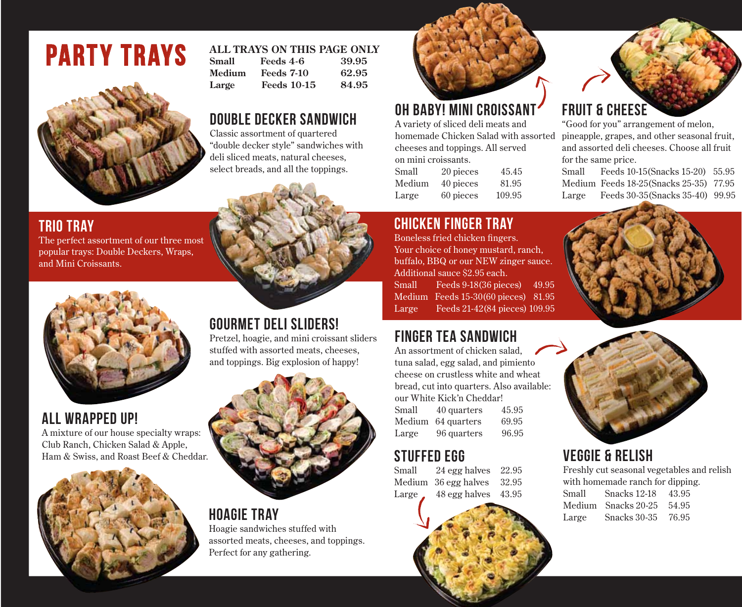# PARTY TRAYS

**ALL TRAYS ON THIS PAGE ONLY**

| | | |
|---|---|---|
| **Small** | **Feeds 4-6** | **39.95** |
| **Medium** | **Feeds 7-10** | **62.95** |
| **Large** | **Feeds 10-15** | **84.95** |

## DOUBLE DECKER SANDWICH

Classic assortment of quartered "double decker style" sandwiches with deli sliced meats, natural cheeses, select breads, and all the toppings.

## TRIO TRAY

The perfect assortment of our three most popular trays: Double Deckers, Wraps, and Mini Croissants.

## GOURMET DELI SLIDERS!

Pretzel, hoagie, and mini croissant sliders stuffed with assorted meats, cheeses, and toppings. Big explosion of happy!

## ALL WRAPPED UP!

A mixture of our house specialty wraps: Club Ranch, Chicken Salad & Apple, Ham & Swiss, and Roast Beef & Cheddar.

## HOAGIE TRAY

Hoagie sandwiches stuffed with assorted meats, cheeses, and toppings. Perfect for any gathering.

## OH BABY! MINI CROISSANT

A variety of sliced deli meats and homemade Chicken Salad with assorted cheeses and toppings. All served on mini croissants.

| | | |
|---|---|---|
| Small | 20 pieces | 45.45 |
| Medium | 40 pieces | 81.95 |
| Large | 60 pieces | 109.95 |

## FRUIT & CHEESE

"Good for you" arrangement of melon, pineapple, grapes, and other seasonal fruit, and assorted deli cheeses. Choose all fruit for the same price.

| | | |
|---|---|---|
| Small | Feeds 10-15(Snacks 15-20) | 55.95 |
| Medium | Feeds 18-25(Snacks 25-35) | 77.95 |
| Large | Feeds 30-35(Snacks 35-40) | 99.95 |

## CHICKEN FINGER TRAY

Boneless fried chicken fingers. Your choice of honey mustard, ranch, buffalo, BBQ or our NEW zinger sauce. Additional sauce $2.95 each.

| | | |
|---|---|---|
| Small | Feeds 9-18(36 pieces) | 49.95 |
| Medium | Feeds 15-30(60 pieces) | 81.95 |
| Large | Feeds 21-42(84 pieces) | 109.95 |

## FINGER TEA SANDWICH

An assortment of chicken salad, tuna salad, egg salad, and pimiento cheese on crustless white and wheat bread, cut into quarters. Also available: our White Kick'n Cheddar!

| | | |
|---|---|---|
| Small | 40 quarters | 45.95 |
| Medium | 64 quarters | 69.95 |
| Large | 96 quarters | 96.95 |

## STUFFED EGG

| | | |
|---|---|---|
| Small | 24 egg halves | 22.95 |
| Medium | 36 egg halves | 32.95 |
| Large | 48 egg halves | 43.95 |

## VEGGIE & RELISH

Freshly cut seasonal vegetables and relish with homemade ranch for dipping.

| | | |
|---|---|---|
| Small | Snacks 12-18 | 43.95 |
| Medium | Snacks 20-25 | 54.95 |
| Large | Snacks 30-35 | 76.95 |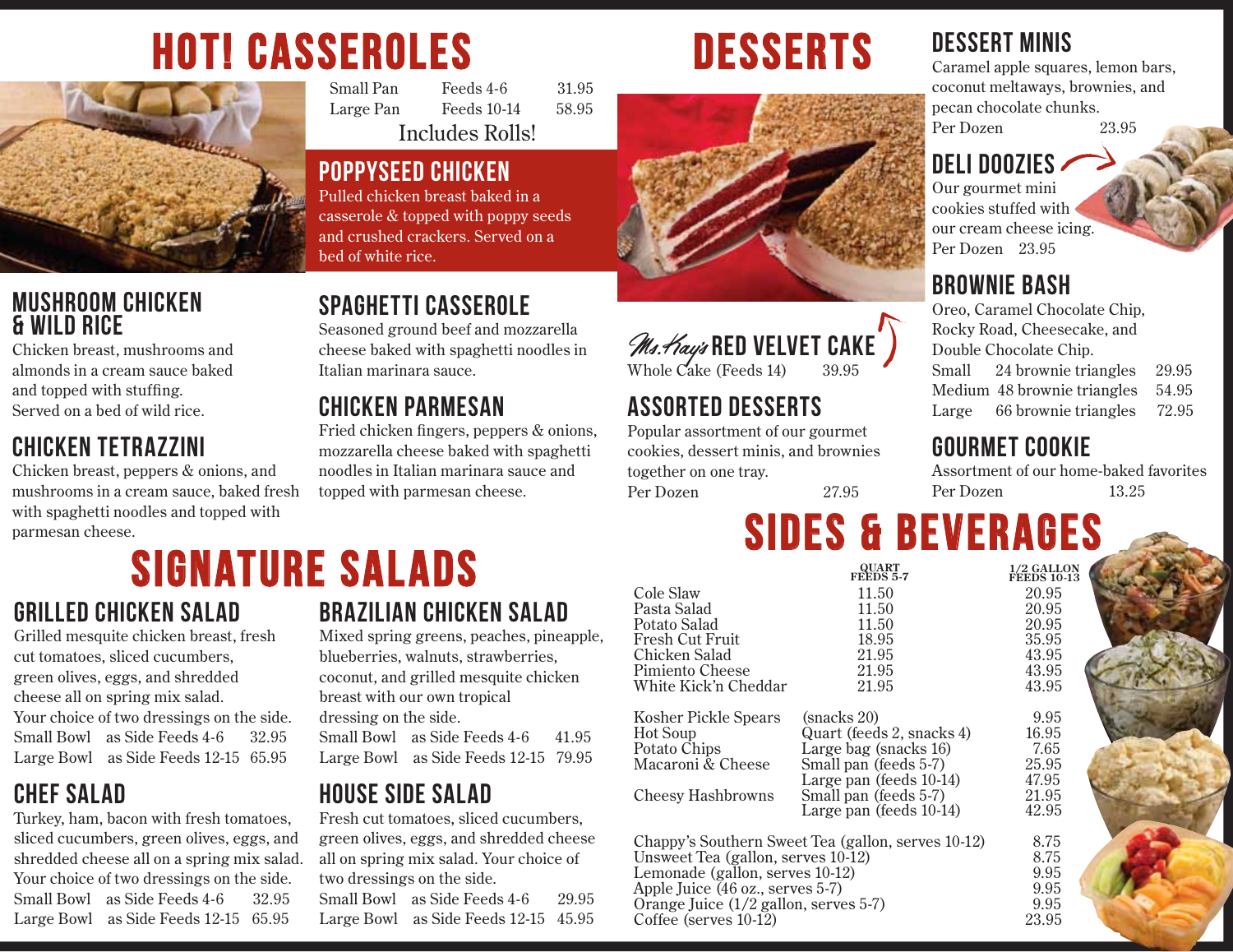# HOT! CASSEROLES

| | | |
|---|---|---|
| Small Pan | Feeds 4-6 | 31.95 |
| Large Pan | Feeds 10-14 | 58.95 |

Includes Rolls!

## POPPYSEED CHICKEN

Pulled chicken breast baked in a casserole & topped with poppy seeds and crushed crackers. Served on a bed of white rice.

## MUSHROOM CHICKEN & WILD RICE

Chicken breast, mushrooms and almonds in a cream sauce baked and topped with stuffing. Served on a bed of wild rice.

## CHICKEN TETRAZZINI

Chicken breast, peppers & onions, and mushrooms in a cream sauce, baked fresh with spaghetti noodles and topped with parmesan cheese.

## SPAGHETTI CASSEROLE

Seasoned ground beef and mozzarella cheese baked with spaghetti noodles in Italian marinara sauce.

## CHICKEN PARMESAN

Fried chicken fingers, peppers & onions, mozzarella cheese baked with spaghetti noodles in Italian marinara sauce and topped with parmesan cheese.

# SIGNATURE SALADS

## GRILLED CHICKEN SALAD

Grilled mesquite chicken breast, fresh cut tomatoes, sliced cucumbers, green olives, eggs, and shredded cheese all on spring mix salad. Your choice of two dressings on the side.

| | | |
|---|---|---|
| Small Bowl | as Side Feeds 4-6 | 32.95 |
| Large Bowl | as Side Feeds 12-15 | 65.95 |

## CHEF SALAD

Turkey, ham, bacon with fresh tomatoes, sliced cucumbers, green olives, eggs, and shredded cheese all on a spring mix salad. Your choice of two dressings on the side.

| | | |
|---|---|---|
| Small Bowl | as Side Feeds 4-6 | 32.95 |
| Large Bowl | as Side Feeds 12-15 | 65.95 |

## BRAZILIAN CHICKEN SALAD

Mixed spring greens, peaches, pineapple, blueberries, walnuts, strawberries, coconut, and grilled mesquite chicken breast with our own tropical dressing on the side.

| | | |
|---|---|---|
| Small Bowl | as Side Feeds 4-6 | 41.95 |
| Large Bowl | as Side Feeds 12-15 | 79.95 |

## HOUSE SIDE SALAD

Fresh cut tomatoes, sliced cucumbers, green olives, eggs, and shredded cheese all on spring mix salad. Your choice of two dressings on the side.

| | | |
|---|---|---|
| Small Bowl | as Side Feeds 4-6 | 29.95 |
| Large Bowl | as Side Feeds 12-15 | 45.95 |

# DESSERTS

## Ms. Kay's RED VELVET CAKE

Whole Cake (Feeds 14) 39.95

## ASSORTED DESSERTS

Popular assortment of our gourmet cookies, dessert minis, and brownies together on one tray.

Per Dozen 27.95

## DESSERT MINIS

Caramel apple squares, lemon bars, coconut meltaways, brownies, and pecan chocolate chunks.

Per Dozen 23.95

## DELI DOOZIES

Our gourmet mini cookies stuffed with our cream cheese icing.

Per Dozen 23.95

## BROWNIE BASH

Oreo, Caramel Chocolate Chip, Rocky Road, Cheesecake, and Double Chocolate Chip.

| | | |
|---|---|---|
| Small | 24 brownie triangles | 29.95 |
| Medium | 48 brownie triangles | 54.95 |
| Large | 66 brownie triangles | 72.95 |

## GOURMET COOKIE

Assortment of our home-baked favorites

Per Dozen 13.25

# SIDES & BEVERAGES

| | QUART FEEDS 5-7 | 1/2 GALLON FEEDS 10-13 |
|---|---|---|
| Cole Slaw | 11.50 | 20.95 |
| Pasta Salad | 11.50 | 20.95 |
| Potato Salad | 11.50 | 20.95 |
| Fresh Cut Fruit | 18.95 | 35.95 |
| Chicken Salad | 21.95 | 43.95 |
| Pimiento Cheese | 21.95 | 43.95 |
| White Kick'n Cheddar | 21.95 | 43.95 |

| | | |
|---|---|---|
| Kosher Pickle Spears | (snacks 20) | 9.95 |
| Hot Soup | Quart (feeds 2, snacks 4) | 16.95 |
| Potato Chips | Large bag (snacks 16) | 7.65 |
| Macaroni & Cheese | Small pan (feeds 5-7) | 25.95 |
| | Large pan (feeds 10-14) | 47.95 |
| Cheesy Hashbrowns | Small pan (feeds 5-7) | 21.95 |
| | Large pan (feeds 10-14) | 42.95 |

| | |
|---|---|
| Chappy's Southern Sweet Tea (gallon, serves 10-12) | 8.75 |
| Unsweet Tea (gallon, serves 10-12) | 8.75 |
| Lemonade (gallon, serves 10-12) | 9.95 |
| Apple Juice (46 oz., serves 5-7) | 9.95 |
| Orange Juice (1/2 gallon, serves 5-7) | 9.95 |
| Coffee (serves 10-12) | 23.95 |